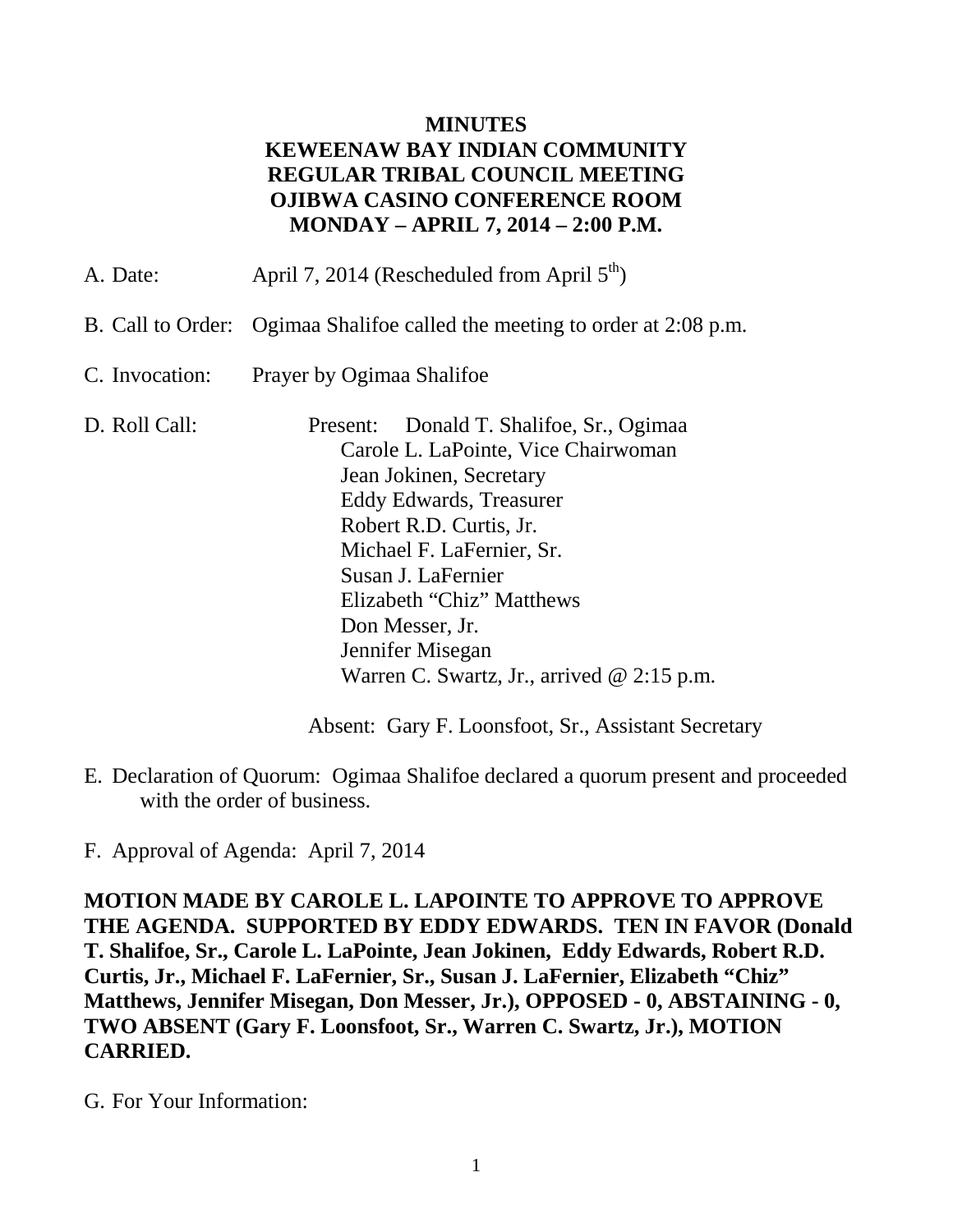**MINUTES**
**KEWEENAW BAY INDIAN COMMUNITY**
**REGULAR TRIBAL COUNCIL MEETING**
**OJIBWA CASINO CONFERENCE ROOM**
**MONDAY – APRIL 7, 2014 – 2:00 P.M.**

A. Date: April 7, 2014 (Rescheduled from April 5th)

B. Call to Order: Ogimaa Shalifoe called the meeting to order at 2:08 p.m.

C. Invocation: Prayer by Ogimaa Shalifoe

D. Roll Call: Present: Donald T. Shalifoe, Sr., Ogimaa
Carole L. LaPointe, Vice Chairwoman
Jean Jokinen, Secretary
Eddy Edwards, Treasurer
Robert R.D. Curtis, Jr.
Michael F. LaFernier, Sr.
Susan J. LaFernier
Elizabeth "Chiz" Matthews
Don Messer, Jr.
Jennifer Misegan
Warren C. Swartz, Jr., arrived @ 2:15 p.m.

Absent: Gary F. Loonsfoot, Sr., Assistant Secretary

E. Declaration of Quorum: Ogimaa Shalifoe declared a quorum present and proceeded with the order of business.

F. Approval of Agenda: April 7, 2014

**MOTION MADE BY CAROLE L. LAPOINTE TO APPROVE TO APPROVE THE AGENDA. SUPPORTED BY EDDY EDWARDS. TEN IN FAVOR (Donald T. Shalifoe, Sr., Carole L. LaPointe, Jean Jokinen, Eddy Edwards, Robert R.D. Curtis, Jr., Michael F. LaFernier, Sr., Susan J. LaFernier, Elizabeth "Chiz" Matthews, Jennifer Misegan, Don Messer, Jr.), OPPOSED - 0, ABSTAINING - 0, TWO ABSENT (Gary F. Loonsfoot, Sr., Warren C. Swartz, Jr.), MOTION CARRIED.**

G. For Your Information: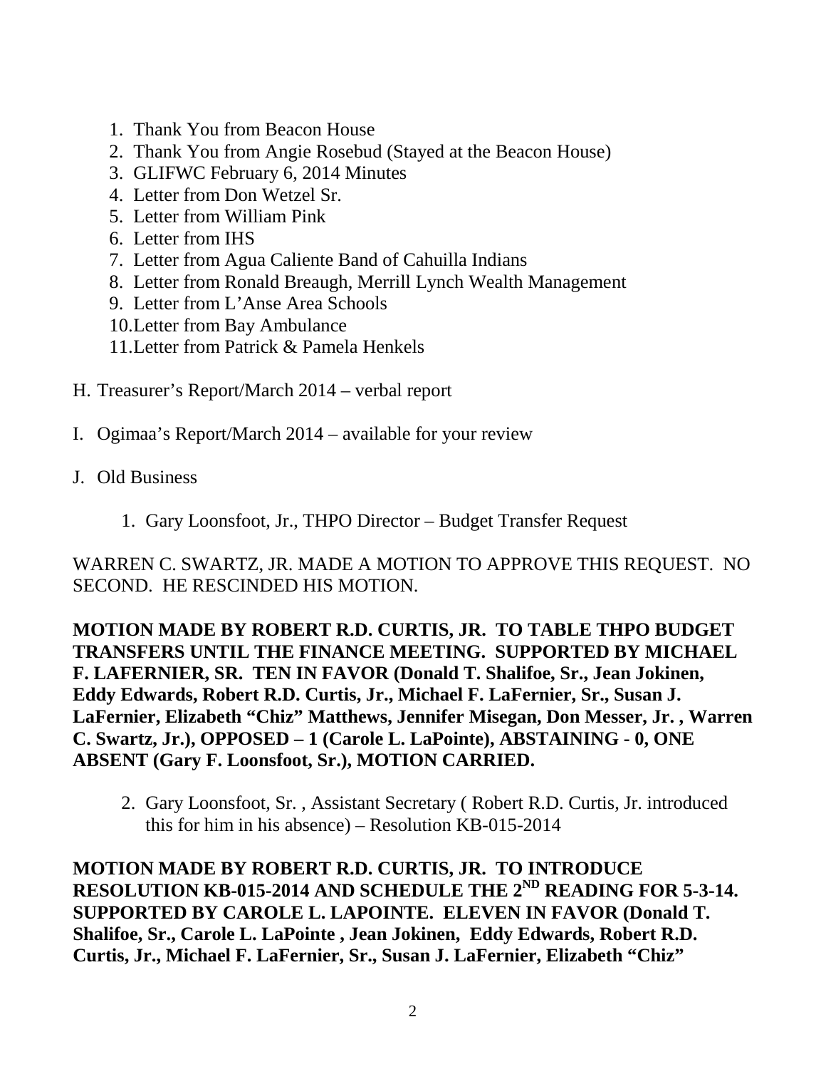1. Thank You from Beacon House
2. Thank You from Angie Rosebud (Stayed at the Beacon House)
3. GLIFWC February 6, 2014 Minutes
4. Letter from Don Wetzel Sr.
5. Letter from William Pink
6. Letter from IHS
7. Letter from Agua Caliente Band of Cahuilla Indians
8. Letter from Ronald Breaugh, Merrill Lynch Wealth Management
9. Letter from L'Anse Area Schools
10. Letter from Bay Ambulance
11. Letter from Patrick & Pamela Henkels

H. Treasurer's Report/March 2014 – verbal report

I. Ogimaa's Report/March 2014 – available for your review

J. Old Business

1. Gary Loonsfoot, Jr., THPO Director – Budget Transfer Request

WARREN C. SWARTZ, JR. MADE A MOTION TO APPROVE THIS REQUEST. NO SECOND. HE RESCINDED HIS MOTION.

**MOTION MADE BY ROBERT R.D. CURTIS, JR. TO TABLE THPO BUDGET TRANSFERS UNTIL THE FINANCE MEETING. SUPPORTED BY MICHAEL F. LAFERNIER, SR. TEN IN FAVOR (Donald T. Shalifoe, Sr., Jean Jokinen, Eddy Edwards, Robert R.D. Curtis, Jr., Michael F. LaFernier, Sr., Susan J. LaFernier, Elizabeth "Chiz" Matthews, Jennifer Misegan, Don Messer, Jr. , Warren C. Swartz, Jr.), OPPOSED – 1 (Carole L. LaPointe), ABSTAINING - 0, ONE ABSENT (Gary F. Loonsfoot, Sr.), MOTION CARRIED.**

2. Gary Loonsfoot, Sr. , Assistant Secretary ( Robert R.D. Curtis, Jr. introduced this for him in his absence) – Resolution KB-015-2014

**MOTION MADE BY ROBERT R.D. CURTIS, JR. TO INTRODUCE RESOLUTION KB-015-2014 AND SCHEDULE THE 2ND READING FOR 5-3-14. SUPPORTED BY CAROLE L. LAPOINTE. ELEVEN IN FAVOR (Donald T. Shalifoe, Sr., Carole L. LaPointe , Jean Jokinen, Eddy Edwards, Robert R.D. Curtis, Jr., Michael F. LaFernier, Sr., Susan J. LaFernier, Elizabeth "Chiz"**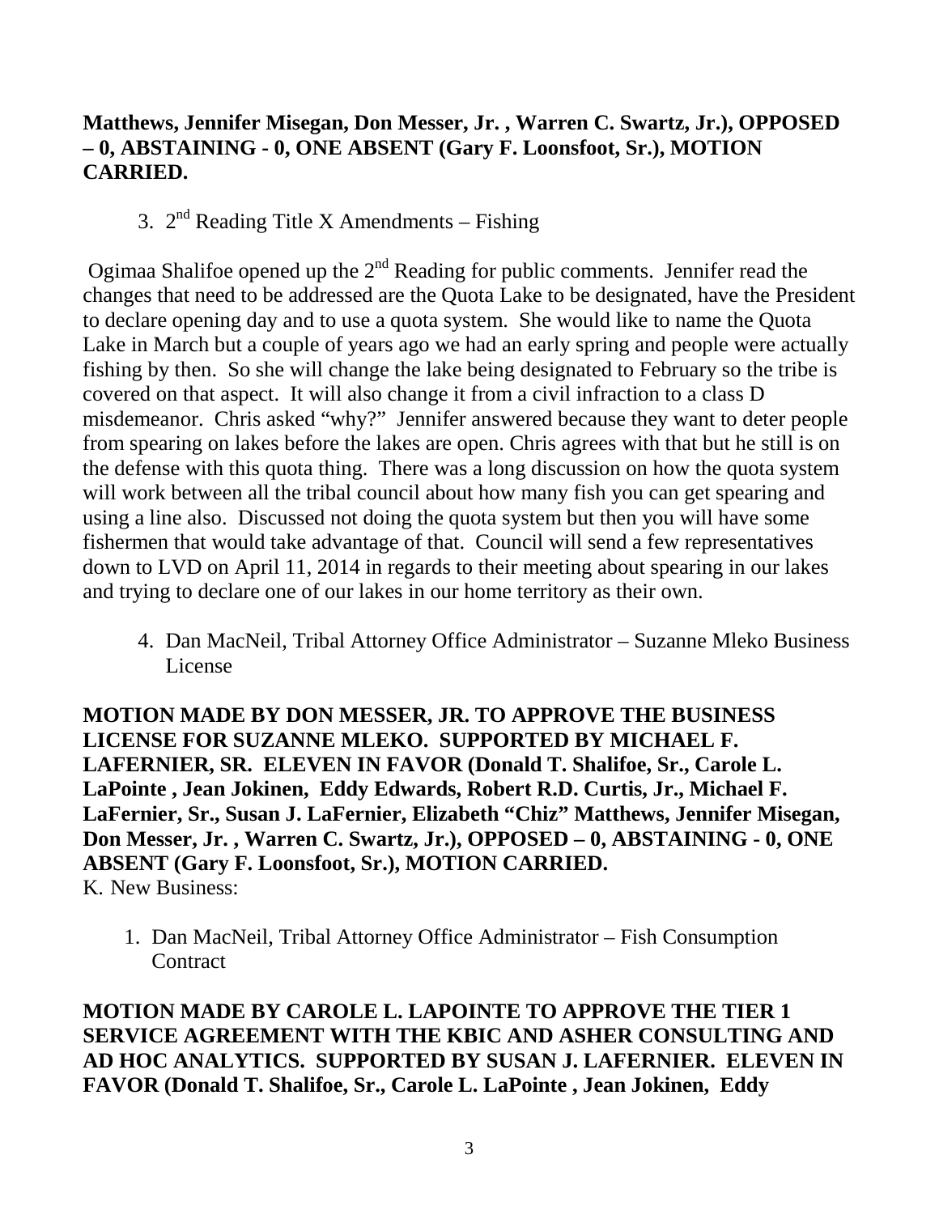**Matthews, Jennifer Misegan, Don Messer, Jr. , Warren C. Swartz, Jr.), OPPOSED – 0, ABSTAINING - 0, ONE ABSENT (Gary F. Loonsfoot, Sr.), MOTION CARRIED.**

3. 2nd Reading Title X Amendments – Fishing

Ogimaa Shalifoe opened up the 2nd Reading for public comments. Jennifer read the changes that need to be addressed are the Quota Lake to be designated, have the President to declare opening day and to use a quota system. She would like to name the Quota Lake in March but a couple of years ago we had an early spring and people were actually fishing by then. So she will change the lake being designated to February so the tribe is covered on that aspect. It will also change it from a civil infraction to a class D misdemeanor. Chris asked "why?" Jennifer answered because they want to deter people from spearing on lakes before the lakes are open. Chris agrees with that but he still is on the defense with this quota thing. There was a long discussion on how the quota system will work between all the tribal council about how many fish you can get spearing and using a line also. Discussed not doing the quota system but then you will have some fishermen that would take advantage of that. Council will send a few representatives down to LVD on April 11, 2014 in regards to their meeting about spearing in our lakes and trying to declare one of our lakes in our home territory as their own.

4. Dan MacNeil, Tribal Attorney Office Administrator – Suzanne Mleko Business License

**MOTION MADE BY DON MESSER, JR. TO APPROVE THE BUSINESS LICENSE FOR SUZANNE MLEKO. SUPPORTED BY MICHAEL F. LAFERNIER, SR. ELEVEN IN FAVOR (Donald T. Shalifoe, Sr., Carole L. LaPointe , Jean Jokinen, Eddy Edwards, Robert R.D. Curtis, Jr., Michael F. LaFernier, Sr., Susan J. LaFernier, Elizabeth "Chiz" Matthews, Jennifer Misegan, Don Messer, Jr. , Warren C. Swartz, Jr.), OPPOSED – 0, ABSTAINING - 0, ONE ABSENT (Gary F. Loonsfoot, Sr.), MOTION CARRIED.**

K. New Business:

1. Dan MacNeil, Tribal Attorney Office Administrator – Fish Consumption Contract

**MOTION MADE BY CAROLE L. LAPOINTE TO APPROVE THE TIER 1 SERVICE AGREEMENT WITH THE KBIC AND ASHER CONSULTING AND AD HOC ANALYTICS. SUPPORTED BY SUSAN J. LAFERNIER. ELEVEN IN FAVOR (Donald T. Shalifoe, Sr., Carole L. LaPointe , Jean Jokinen, Eddy**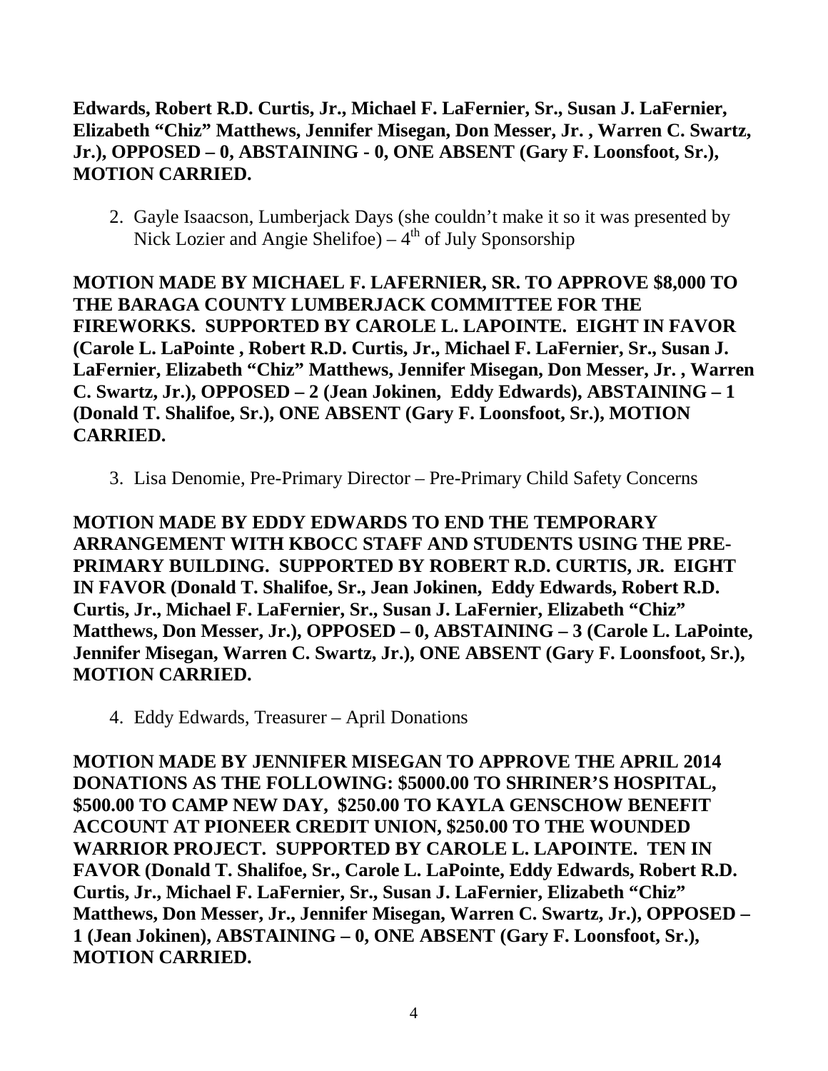**Edwards, Robert R.D. Curtis, Jr., Michael F. LaFernier, Sr., Susan J. LaFernier, Elizabeth "Chiz" Matthews, Jennifer Misegan, Don Messer, Jr. , Warren C. Swartz, Jr.), OPPOSED – 0, ABSTAINING - 0, ONE ABSENT (Gary F. Loonsfoot, Sr.), MOTION CARRIED.**

2. Gayle Isaacson, Lumberjack Days (she couldn't make it so it was presented by Nick Lozier and Angie Shelifoe) – 4th of July Sponsorship

**MOTION MADE BY MICHAEL F. LAFERNIER, SR. TO APPROVE $8,000 TO THE BARAGA COUNTY LUMBERJACK COMMITTEE FOR THE FIREWORKS. SUPPORTED BY CAROLE L. LAPOINTE. EIGHT IN FAVOR (Carole L. LaPointe , Robert R.D. Curtis, Jr., Michael F. LaFernier, Sr., Susan J. LaFernier, Elizabeth "Chiz" Matthews, Jennifer Misegan, Don Messer, Jr. , Warren C. Swartz, Jr.), OPPOSED – 2 (Jean Jokinen, Eddy Edwards), ABSTAINING – 1 (Donald T. Shalifoe, Sr.), ONE ABSENT (Gary F. Loonsfoot, Sr.), MOTION CARRIED.**

3. Lisa Denomie, Pre-Primary Director – Pre-Primary Child Safety Concerns

**MOTION MADE BY EDDY EDWARDS TO END THE TEMPORARY ARRANGEMENT WITH KBOCC STAFF AND STUDENTS USING THE PRE-PRIMARY BUILDING. SUPPORTED BY ROBERT R.D. CURTIS, JR. EIGHT IN FAVOR (Donald T. Shalifoe, Sr., Jean Jokinen, Eddy Edwards, Robert R.D. Curtis, Jr., Michael F. LaFernier, Sr., Susan J. LaFernier, Elizabeth "Chiz" Matthews, Don Messer, Jr.), OPPOSED – 0, ABSTAINING – 3 (Carole L. LaPointe, Jennifer Misegan, Warren C. Swartz, Jr.), ONE ABSENT (Gary F. Loonsfoot, Sr.), MOTION CARRIED.**

4. Eddy Edwards, Treasurer – April Donations

**MOTION MADE BY JENNIFER MISEGAN TO APPROVE THE APRIL 2014 DONATIONS AS THE FOLLOWING: $5000.00 TO SHRINER'S HOSPITAL, $500.00 TO CAMP NEW DAY, $250.00 TO KAYLA GENSCHOW BENEFIT ACCOUNT AT PIONEER CREDIT UNION, $250.00 TO THE WOUNDED WARRIOR PROJECT. SUPPORTED BY CAROLE L. LAPOINTE. TEN IN FAVOR (Donald T. Shalifoe, Sr., Carole L. LaPointe, Eddy Edwards, Robert R.D. Curtis, Jr., Michael F. LaFernier, Sr., Susan J. LaFernier, Elizabeth "Chiz" Matthews, Don Messer, Jr., Jennifer Misegan, Warren C. Swartz, Jr.), OPPOSED – 1 (Jean Jokinen), ABSTAINING – 0, ONE ABSENT (Gary F. Loonsfoot, Sr.), MOTION CARRIED.**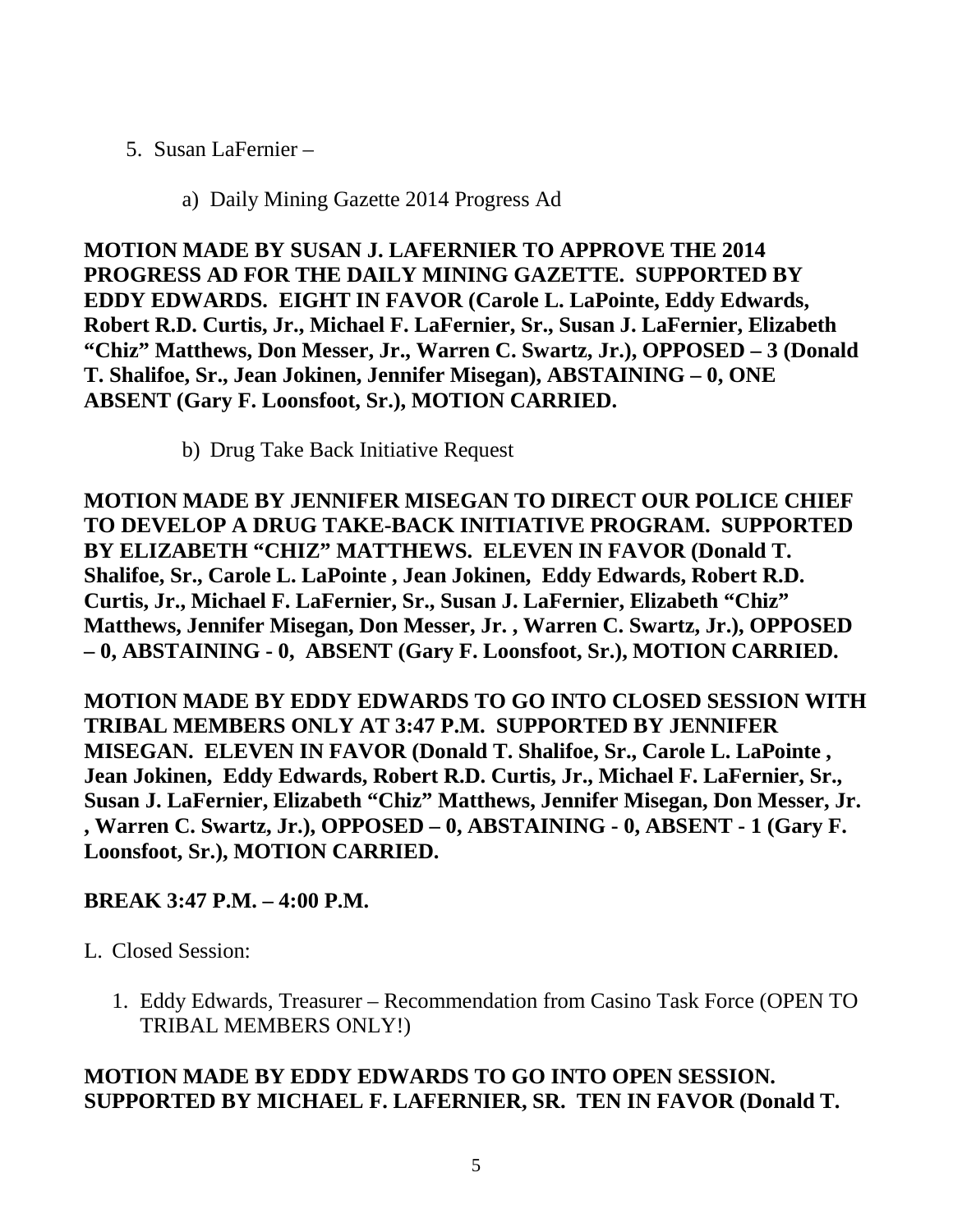5. Susan LaFernier –

    a) Daily Mining Gazette 2014 Progress Ad

**MOTION MADE BY SUSAN J. LAFERNIER TO APPROVE THE 2014 PROGRESS AD FOR THE DAILY MINING GAZETTE. SUPPORTED BY EDDY EDWARDS. EIGHT IN FAVOR (Carole L. LaPointe, Eddy Edwards, Robert R.D. Curtis, Jr., Michael F. LaFernier, Sr., Susan J. LaFernier, Elizabeth "Chiz" Matthews, Don Messer, Jr., Warren C. Swartz, Jr.), OPPOSED – 3 (Donald T. Shalifoe, Sr., Jean Jokinen, Jennifer Misegan), ABSTAINING – 0, ONE ABSENT (Gary F. Loonsfoot, Sr.), MOTION CARRIED.**

    b) Drug Take Back Initiative Request

**MOTION MADE BY JENNIFER MISEGAN TO DIRECT OUR POLICE CHIEF TO DEVELOP A DRUG TAKE-BACK INITIATIVE PROGRAM. SUPPORTED BY ELIZABETH "CHIZ" MATTHEWS. ELEVEN IN FAVOR (Donald T. Shalifoe, Sr., Carole L. LaPointe , Jean Jokinen, Eddy Edwards, Robert R.D. Curtis, Jr., Michael F. LaFernier, Sr., Susan J. LaFernier, Elizabeth "Chiz" Matthews, Jennifer Misegan, Don Messer, Jr. , Warren C. Swartz, Jr.), OPPOSED – 0, ABSTAINING - 0, ABSENT (Gary F. Loonsfoot, Sr.), MOTION CARRIED.**

**MOTION MADE BY EDDY EDWARDS TO GO INTO CLOSED SESSION WITH TRIBAL MEMBERS ONLY AT 3:47 P.M. SUPPORTED BY JENNIFER MISEGAN. ELEVEN IN FAVOR (Donald T. Shalifoe, Sr., Carole L. LaPointe , Jean Jokinen, Eddy Edwards, Robert R.D. Curtis, Jr., Michael F. LaFernier, Sr., Susan J. LaFernier, Elizabeth "Chiz" Matthews, Jennifer Misegan, Don Messer, Jr. , Warren C. Swartz, Jr.), OPPOSED – 0, ABSTAINING - 0, ABSENT - 1 (Gary F. Loonsfoot, Sr.), MOTION CARRIED.**

**BREAK 3:47 P.M. – 4:00 P.M.**

L. Closed Session:

1. Eddy Edwards, Treasurer – Recommendation from Casino Task Force (OPEN TO TRIBAL MEMBERS ONLY!)

**MOTION MADE BY EDDY EDWARDS TO GO INTO OPEN SESSION. SUPPORTED BY MICHAEL F. LAFERNIER, SR. TEN IN FAVOR (Donald T.**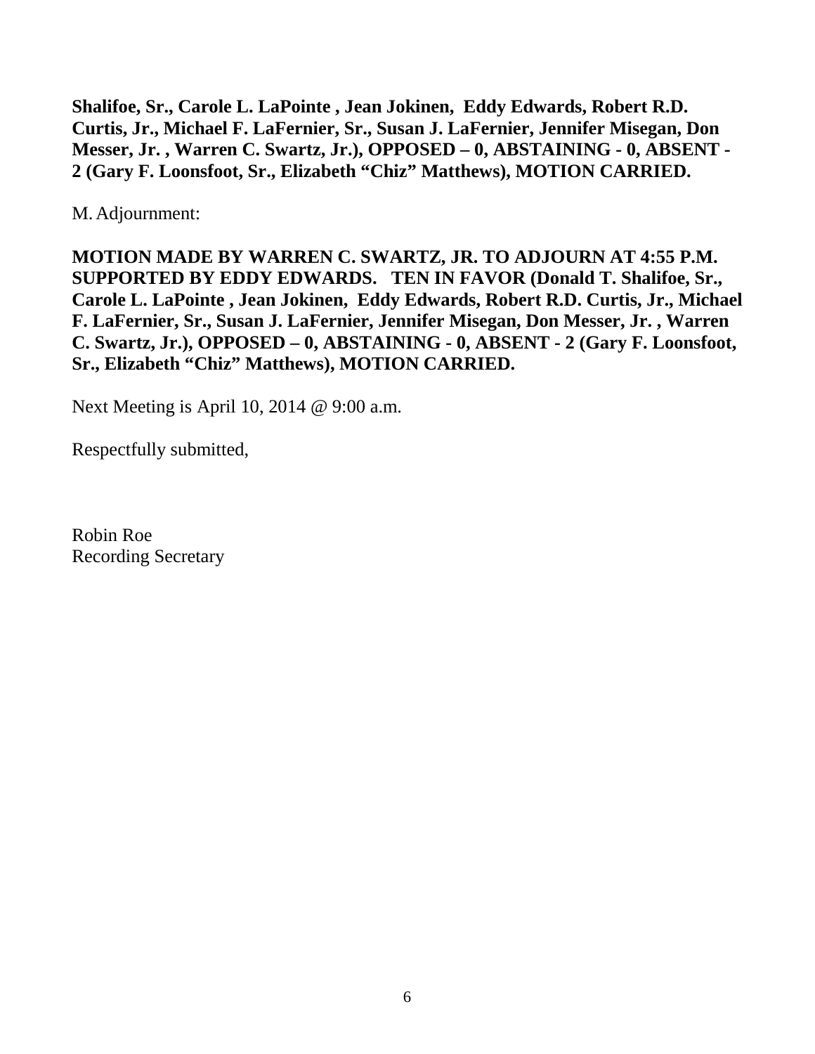**Shalifoe, Sr., Carole L. LaPointe , Jean Jokinen, Eddy Edwards, Robert R.D. Curtis, Jr., Michael F. LaFernier, Sr., Susan J. LaFernier, Jennifer Misegan, Don Messer, Jr. , Warren C. Swartz, Jr.), OPPOSED – 0, ABSTAINING - 0, ABSENT - 2 (Gary F. Loonsfoot, Sr., Elizabeth "Chiz" Matthews), MOTION CARRIED.**

M. Adjournment:

**MOTION MADE BY WARREN C. SWARTZ, JR. TO ADJOURN AT 4:55 P.M. SUPPORTED BY EDDY EDWARDS. TEN IN FAVOR (Donald T. Shalifoe, Sr., Carole L. LaPointe , Jean Jokinen, Eddy Edwards, Robert R.D. Curtis, Jr., Michael F. LaFernier, Sr., Susan J. LaFernier, Jennifer Misegan, Don Messer, Jr. , Warren C. Swartz, Jr.), OPPOSED – 0, ABSTAINING - 0, ABSENT - 2 (Gary F. Loonsfoot, Sr., Elizabeth "Chiz" Matthews), MOTION CARRIED.**

Next Meeting is April 10, 2014 @ 9:00 a.m.

Respectfully submitted,

Robin Roe
Recording Secretary